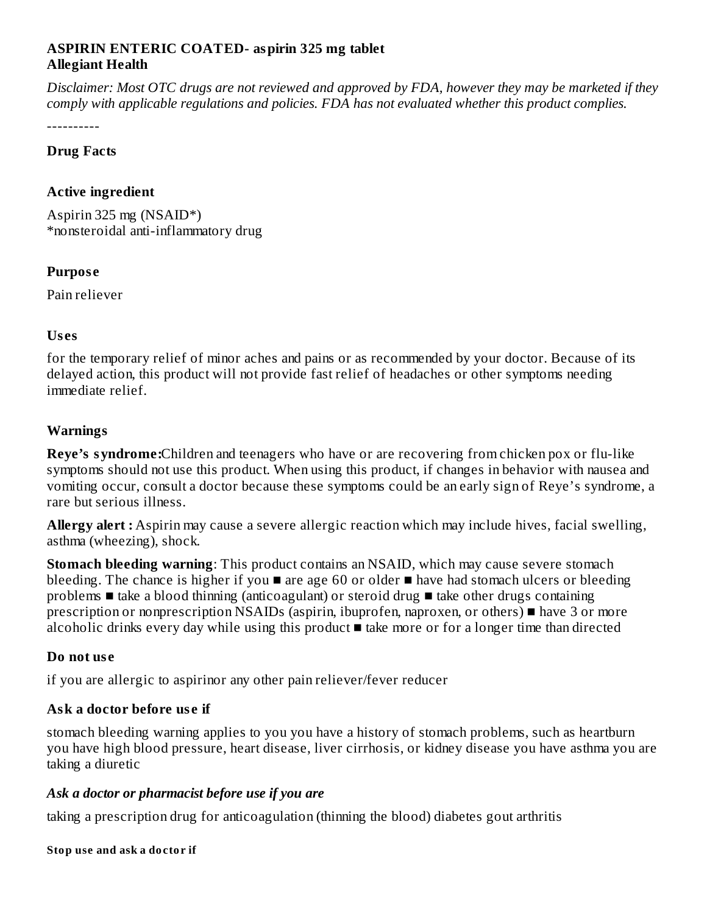**ASPIRIN ENTERIC COATED- aspirin 325 mg tablet**
**Allegiant Health**

*Disclaimer: Most OTC drugs are not reviewed and approved by FDA, however they may be marketed if they comply with applicable regulations and policies. FDA has not evaluated whether this product complies.*

----------

**Drug Facts**

**Active ingredient**

Aspirin 325 mg (NSAID*)
*nonsteroidal anti-inflammatory drug

**Purpose**

Pain reliever

**Uses**

for the temporary relief of minor aches and pains or as recommended by your doctor. Because of its delayed action, this product will not provide fast relief of headaches or other symptoms needing immediate relief.

**Warnings**

**Reye's syndrome:**Children and teenagers who have or are recovering from chicken pox or flu-like symptoms should not use this product. When using this product, if changes in behavior with nausea and vomiting occur, consult a doctor because these symptoms could be an early sign of Reye's syndrome, a rare but serious illness.

**Allergy alert :** Aspirin may cause a severe allergic reaction which may include hives, facial swelling, asthma (wheezing), shock.

**Stomach bleeding warning**: This product contains an NSAID, which may cause severe stomach bleeding. The chance is higher if you ■ are age 60 or older ■ have had stomach ulcers or bleeding problems ■ take a blood thinning (anticoagulant) or steroid drug ■ take other drugs containing prescription or nonprescription NSAIDs (aspirin, ibuprofen, naproxen, or others) ■ have 3 or more alcoholic drinks every day while using this product ■ take more or for a longer time than directed

**Do not use**

if you are allergic to aspirinor any other pain reliever/fever reducer

**Ask a doctor before use if**

stomach bleeding warning applies to you you have a history of stomach problems, such as heartburn you have high blood pressure, heart disease, liver cirrhosis, or kidney disease you have asthma you are taking a diuretic

***Ask a doctor or pharmacist before use if you are***

taking a prescription drug for anticoagulation (thinning the blood) diabetes gout arthritis

**Stop use and ask a doctor if**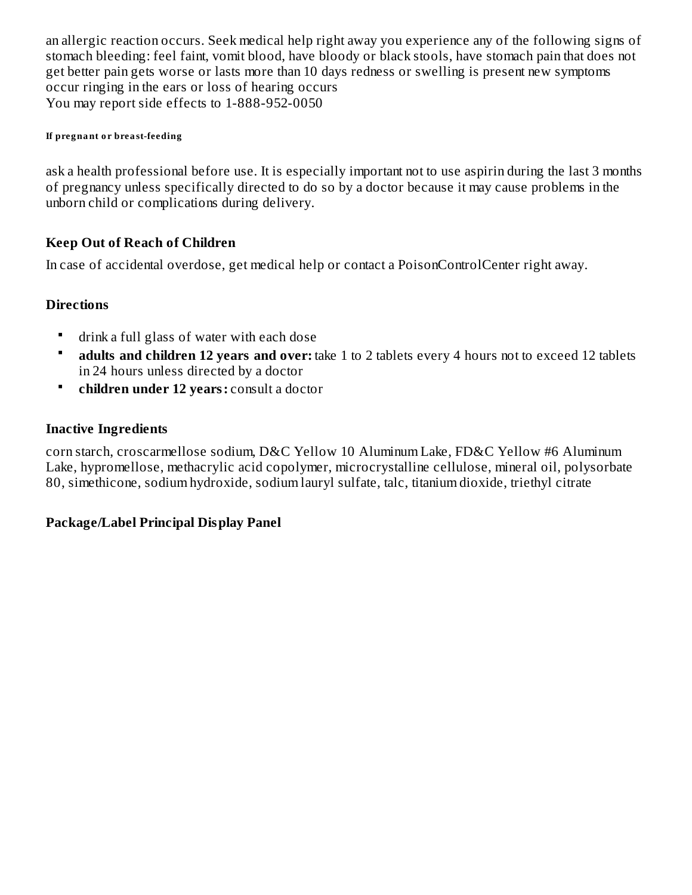an allergic reaction occurs. Seek medical help right away you experience any of the following signs of stomach bleeding: feel faint, vomit blood, have bloody or black stools, have stomach pain that does not get better pain gets worse or lasts more than 10 days redness or swelling is present new symptoms occur ringing in the ears or loss of hearing occurs
You may report side effects to 1-888-952-0050

#### If pregnant or breast-feeding

ask a health professional before use. It is especially important not to use aspirin during the last 3 months of pregnancy unless specifically directed to do so by a doctor because it may cause problems in the unborn child or complications during delivery.

### Keep Out of Reach of Children

In case of accidental overdose, get medical help or contact a PoisonControlCenter right away.

### Directions

- drink a full glass of water with each dose
- **adults and children 12 years and over:** take 1 to 2 tablets every 4 hours not to exceed 12 tablets in 24 hours unless directed by a doctor
- **children under 12 years:** consult a doctor

### Inactive Ingredients

corn starch, croscarmellose sodium, D&C Yellow 10 Aluminum Lake, FD&C Yellow #6 Aluminum Lake, hypromellose, methacrylic acid copolymer, microcrystalline cellulose, mineral oil, polysorbate 80, simethicone, sodium hydroxide, sodium lauryl sulfate, talc, titanium dioxide, triethyl citrate

### Package/Label Principal Display Panel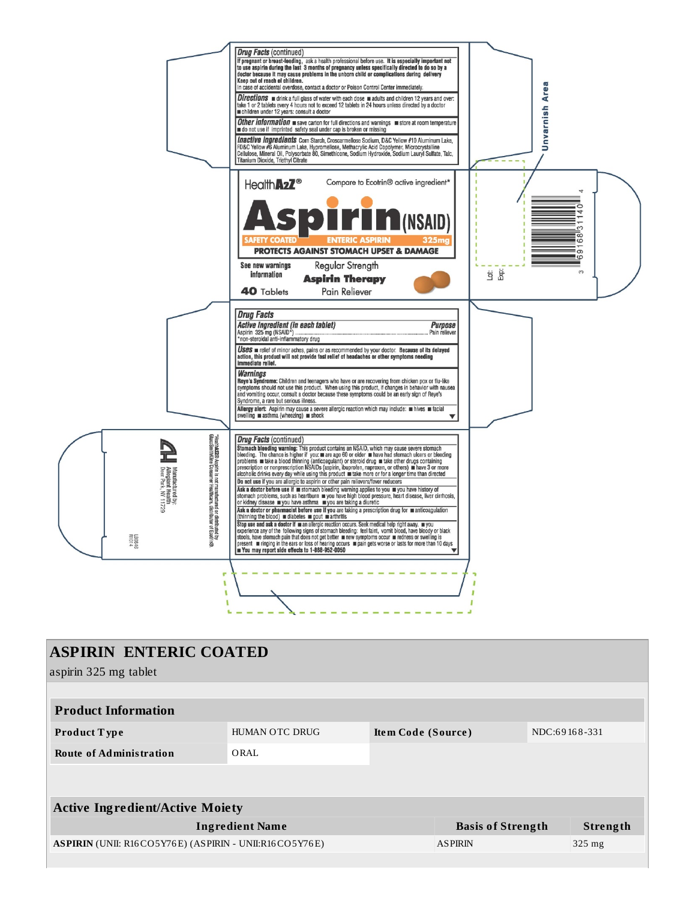**Drug Facts** (continued)

**If pregnant or breast-feeding,** ask a health professional before use. **It is especially important not to use aspirin during the last 3 months of pregnancy unless specifically directed to do so by a doctor because it may cause problems in the unborn child or complications during delivery**

**Keep out of reach of children.**

In case of accidental overdose, contact a doctor or Poison Control Center immediately.

**Directions** ■ drink a full glass of water with each dose ■ adults and children 12 years and over: take 1 or 2 tablets every 4 hours not to exceed 12 tablets in 24 hours unless directed by a doctor ■ children under 12 years: consult a doctor

**Other information** ■ save carton for full directions and warnings ■ store at room temperature ■ do not use if imprinted safety seal under cap is broken or missing

**Inactive ingredients** Corn Starch, Croscarmellose Sodium, D&C Yellow #10 Aluminum Lake, FD&C Yellow #6 Aluminum Lake, Hypromellose, Methacrylic Acid Copolymer, Microcrystalline Cellulose, Mineral Oil, Polysorbate 80, Simethicone, Sodium Hydroxide, Sodium Lauryl Sulfate, Talc, Titanium Dioxide, Triethyl Citrate

Unvarnish Area

HealthA2Z® Compare to Ecotrin® active ingredient*

**Aspirin** (NSAID)

SAFETY COATED ENTERIC ASPIRIN 325mg

PROTECTS AGAINST STOMACH UPSET & DAMAGE

See new warnings information

Regular Strength

**Aspirin Therapy**

Pain Reliever

**40** Tablets

Lot:
Exp:

3 69168 31140 4

**Drug Facts**

| Active Ingredient (in each tablet) | Purpose |
|---|---|
| Aspirin 325 mg (NSAID*) | Pain reliever |

*non-steroidal anti-inflammatory drug

**Uses** ■ relief of minor aches, pains or as recommended by your doctor. **Because of its delayed action, this product will not provide fast relief of headaches or other symptoms needing immediate relief.**

**Warnings**

**Reye's Syndrome:** Children and teenagers who have or are recovering from chicken pox or flu-like symptoms should not use this product. When using this product, if changes in behavior with nausea and vomiting occur, consult a doctor because these symptoms could be an early sign of Reye's Syndrome, a rare but serious illness.

**Allergy alert:** Aspirin may cause a severe allergic reaction which may include: ■ hives ■ facial swelling ■ asthma (wheezing) ■ shock

**Drug Facts** (continued)

**Stomach bleeding warning:** This product contains an NSAID, which may cause severe stomach bleeding. The chance is higher if you: ■ are age 60 or older ■ have had stomach ulcers or bleeding problems ■ take a blood thinning (anticoagulant) or steroid drug ■ take other drugs containing prescription or nonprescription NSAIDs (aspirin, ibuprofen, naproxen, or others) ■ have 3 or more alcoholic drinks every day while using this product ■ take more or for a longer time than directed

**Do not use** if you are allergic to aspirin or other pain relievers/fever reducers

**Ask a doctor before use if** ■ stomach bleeding warning applies to you ■ you have history of stomach problems, such as heartburn ■ you have high blood pressure, heart disease, liver cirrhosis, or kidney disease ■ you have asthma ■ you are taking a diuretic

**Ask a doctor or pharmacist before use if you** are taking a prescription drug for ■ anticoagulation (thinning the blood) ■ diabetes ■ gout ■ arthritis

**Stop use and ask a doctor if** ■ an allergic reaction occurs. Seek medical help right away. ■ you experience any of the following signs of stomach bleeding: feel faint, vomit blood, have bloody or black stools, have stomach pain that does not get better ■ new symptoms occur ■ redness or swelling is present ■ ringing in the ears or loss of hearing occurs ■ pain gets worse or lasts for more than 10 days

■ **You may report side effects to 1-888-952-0050**

*HealthA2Z® Aspirin is not manufactured or distributed by GlaxoSmithKline Consumer Healthcare, distributor of Ecotrin®.

Manufactured by:
Allegiant Health
Deer Park, NY 11729

L8006-6
R1014

# ASPIRIN ENTERIC COATED

aspirin 325 mg tablet

| Product Information | | | |
|---|---|---|---|
| **Product Type** | HUMAN OTC DRUG | **Item Code (Source)** | NDC:69168-331 |
| **Route of Administration** | ORAL | | |

| Active Ingredient/Active Moiety | | |
|---|---|---|
| **Ingredient Name** | **Basis of Strength** | **Strength** |
| **ASPIRIN** (UNII: R16CO5Y76E) (ASPIRIN - UNII:R16CO5Y76E) | ASPIRIN | 325 mg |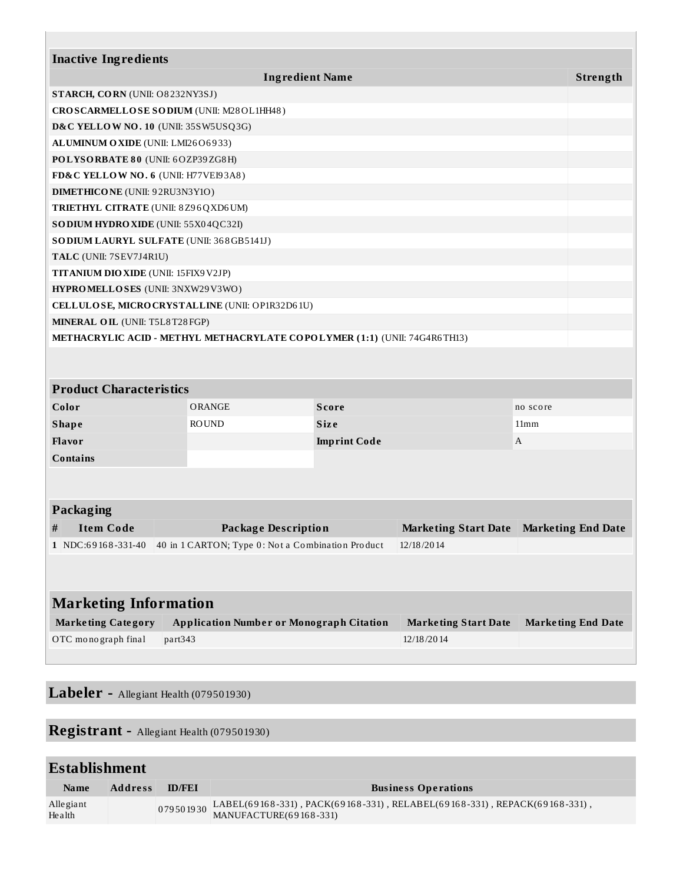| Inactive Ingredients | |
|---|---|
| **Ingredient Name** | **Strength** |
| **STARCH, CORN** (UNII: O8232NY3SJ) | |
| **CROSCARMELLOSE SODIUM** (UNII: M28OL1HH48) | |
| **D&C YELLOW NO. 10** (UNII: 35SW5USQ3G) | |
| **ALUMINUM OXIDE** (UNII: LMI26O6933) | |
| **POLYSORBATE 80** (UNII: 6OZP39ZG8H) | |
| **FD&C YELLOW NO. 6** (UNII: H77VEI93A8) | |
| **DIMETHICONE** (UNII: 92RU3N3Y1O) | |
| **TRIETHYL CITRATE** (UNII: 8Z96QXD6UM) | |
| **SODIUM HYDROXIDE** (UNII: 55X04QC32I) | |
| **SODIUM LAURYL SULFATE** (UNII: 368GB5141J) | |
| **TALC** (UNII: 7SEV7J4R1U) | |
| **TITANIUM DIOXIDE** (UNII: 15FIX9V2JP) | |
| **HYPROMELLOSES** (UNII: 3NXW29V3WO) | |
| **CELLULOSE, MICROCRYSTALLINE** (UNII: OP1R32D61U) | |
| **MINERAL OIL** (UNII: T5L8T28FGP) | |
| **METHACRYLIC ACID - METHYL METHACRYLATE COPOLYMER (1:1)** (UNII: 74G4R6TH13) | |

| Product Characteristics | | | |
|---|---|---|---|
| **Color** | ORANGE | **Score** | no score |
| **Shape** | ROUND | **Size** | 11mm |
| **Flavor** | | **Imprint Code** | A |
| **Contains** | | | |

| Packaging | | | | |
|---|---|---|---|---|
| **#** | **Item Code** | **Package Description** | **Marketing Start Date** | **Marketing End Date** |
| 1 | NDC:69168-331-40 | 40 in 1 CARTON; Type 0: Not a Combination Product | 12/18/2014 | |

| Marketing Information | | | |
|---|---|---|---|
| **Marketing Category** | **Application Number or Monograph Citation** | **Marketing Start Date** | **Marketing End Date** |
| OTC monograph final | part343 | 12/18/2014 | |

## Labeler - Allegiant Health (079501930)

## Registrant - Allegiant Health (079501930)

| Establishment | | | |
|---|---|---|---|
| **Name** | **Address** | **ID/FEI** | **Business Operations** |
| Allegiant Health | | 079501930 | LABEL(69168-331) , PACK(69168-331) , RELABEL(69168-331) , REPACK(69168-331) , MANUFACTURE(69168-331) |